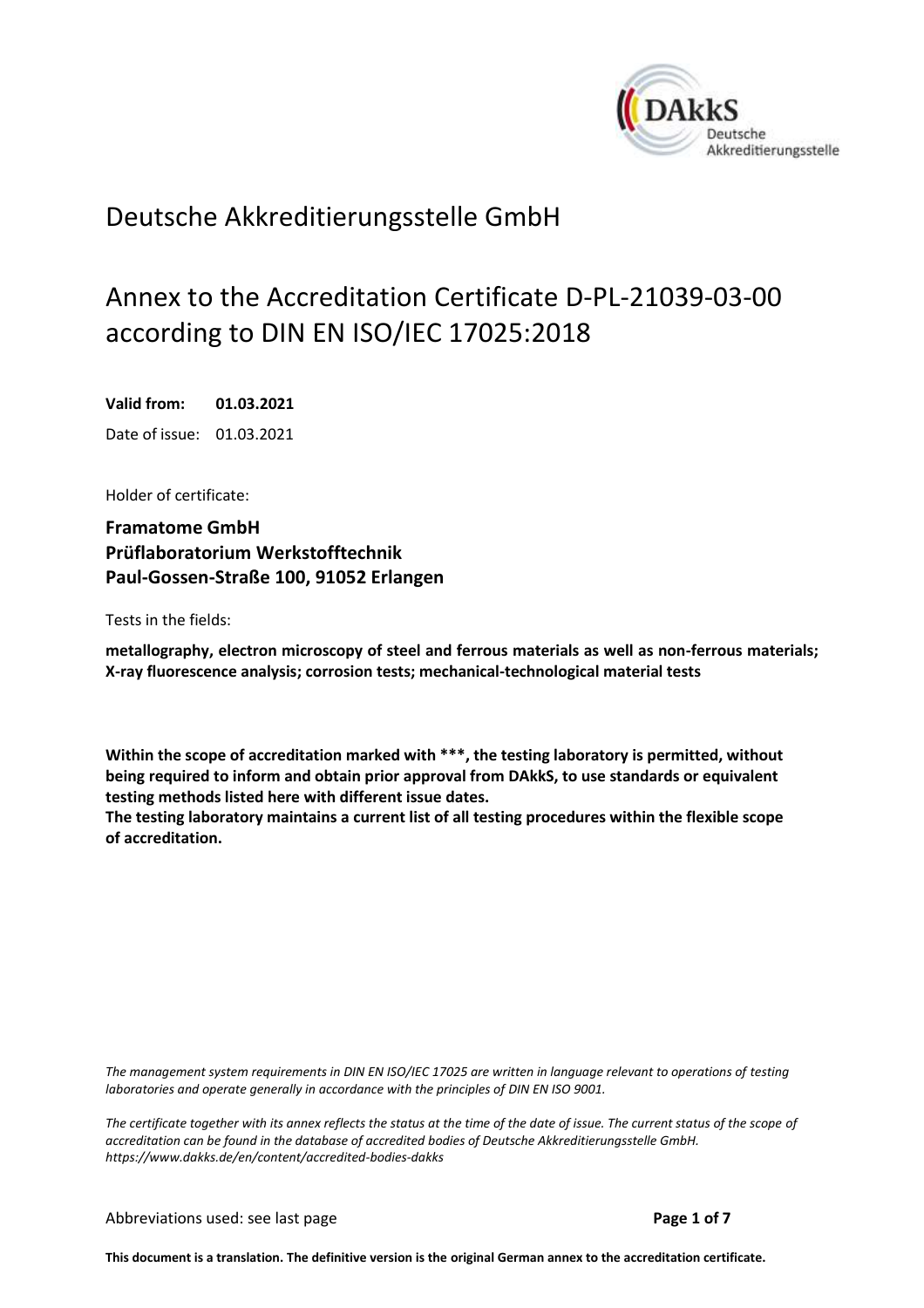Deutsche Akkreditierungsstelle GmbH

# Annex to the Accreditation Certificate D-PL-21039-03-00 according to DIN EN ISO/IEC 17025:2018

**Valid from: 01.03.2021**

Date of issue: 01.03.2021

Holder of certificate:

**Framatome GmbH**
**Prüflaboratorium Werkstofftechnik**
**Paul-Gossen-Straße 100, 91052 Erlangen**

Tests in the fields:

**metallography, electron microscopy of steel and ferrous materials as well as non-ferrous materials; X-ray fluorescence analysis; corrosion tests; mechanical-technological material tests**

**Within the scope of accreditation marked with ***, the testing laboratory is permitted, without being required to inform and obtain prior approval from DAkkS, to use standards or equivalent testing methods listed here with different issue dates.**
**The testing laboratory maintains a current list of all testing procedures within the flexible scope of accreditation.**

*The management system requirements in DIN EN ISO/IEC 17025 are written in language relevant to operations of testing laboratories and operate generally in accordance with the principles of DIN EN ISO 9001.*

*The certificate together with its annex reflects the status at the time of the date of issue. The current status of the scope of accreditation can be found in the database of accredited bodies of Deutsche Akkreditierungsstelle GmbH. https://www.dakks.de/en/content/accredited-bodies-dakks*

Abbreviations used: see last page

**This document is a translation. The definitive version is the original German annex to the accreditation certificate.**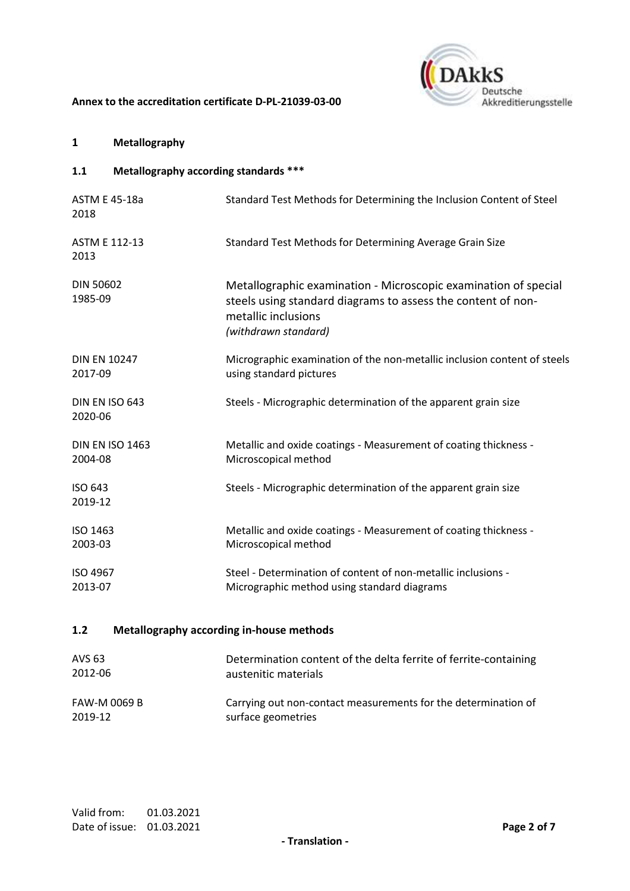**Annex to the accreditation certificate D-PL-21039-03-00**

## 1 Metallography

### 1.1 Metallography according standards ***

| | |
|---|---|
| ASTM E 45-18a<br>2018 | Standard Test Methods for Determining the Inclusion Content of Steel |
| ASTM E 112-13<br>2013 | Standard Test Methods for Determining Average Grain Size |
| DIN 50602<br>1985-09 | Metallographic examination - Microscopic examination of special steels using standard diagrams to assess the content of non-metallic inclusions<br>*(withdrawn standard)* |
| DIN EN 10247<br>2017-09 | Micrographic examination of the non-metallic inclusion content of steels using standard pictures |
| DIN EN ISO 643<br>2020-06 | Steels - Micrographic determination of the apparent grain size |
| DIN EN ISO 1463<br>2004-08 | Metallic and oxide coatings - Measurement of coating thickness - Microscopical method |
| ISO 643<br>2019-12 | Steels - Micrographic determination of the apparent grain size |
| ISO 1463<br>2003-03 | Metallic and oxide coatings - Measurement of coating thickness - Microscopical method |
| ISO 4967<br>2013-07 | Steel - Determination of content of non-metallic inclusions - Micrographic method using standard diagrams |

### 1.2 Metallography according in-house methods

| | |
|---|---|
| AVS 63<br>2012-06 | Determination content of the delta ferrite of ferrite-containing austenitic materials |
| FAW-M 0069 B<br>2019-12 | Carrying out non-contact measurements for the determination of surface geometries |

Valid from: 01.03.2021
Date of issue: 01.03.2021

- Translation -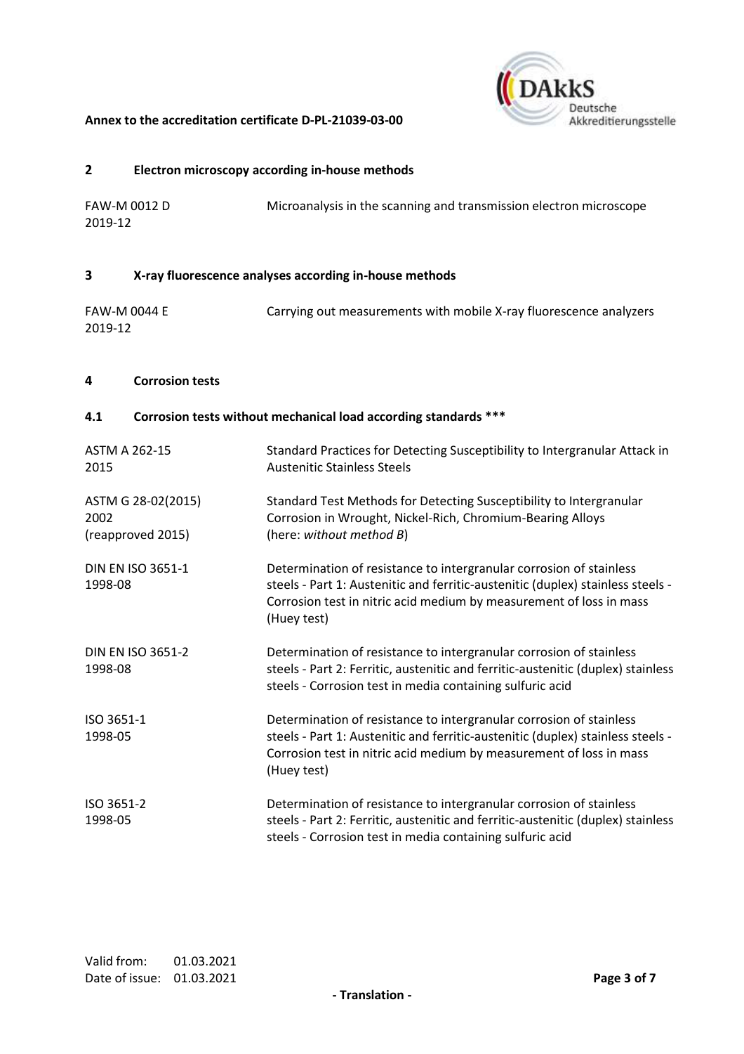## 2 Electron microscopy according in-house methods

| | |
|---|---|
| FAW-M 0012 D<br>2019-12 | Microanalysis in the scanning and transmission electron microscope |

## 3 X-ray fluorescence analyses according in-house methods

| | |
|---|---|
| FAW-M 0044 E<br>2019-12 | Carrying out measurements with mobile X-ray fluorescence analyzers |

## 4 Corrosion tests

### 4.1 Corrosion tests without mechanical load according standards ***

| | |
|---|---|
| ASTM A 262-15<br>2015 | Standard Practices for Detecting Susceptibility to Intergranular Attack in Austenitic Stainless Steels |
| ASTM G 28-02(2015)<br>2002<br>(reapproved 2015) | Standard Test Methods for Detecting Susceptibility to Intergranular Corrosion in Wrought, Nickel-Rich, Chromium-Bearing Alloys<br>(here: *without method B*) |
| DIN EN ISO 3651-1<br>1998-08 | Determination of resistance to intergranular corrosion of stainless steels - Part 1: Austenitic and ferritic-austenitic (duplex) stainless steels - Corrosion test in nitric acid medium by measurement of loss in mass (Huey test) |
| DIN EN ISO 3651-2<br>1998-08 | Determination of resistance to intergranular corrosion of stainless steels - Part 2: Ferritic, austenitic and ferritic-austenitic (duplex) stainless steels - Corrosion test in media containing sulfuric acid |
| ISO 3651-1<br>1998-05 | Determination of resistance to intergranular corrosion of stainless steels - Part 1: Austenitic and ferritic-austenitic (duplex) stainless steels - Corrosion test in nitric acid medium by measurement of loss in mass (Huey test) |
| ISO 3651-2<br>1998-05 | Determination of resistance to intergranular corrosion of stainless steels - Part 2: Ferritic, austenitic and ferritic-austenitic (duplex) stainless steels - Corrosion test in media containing sulfuric acid |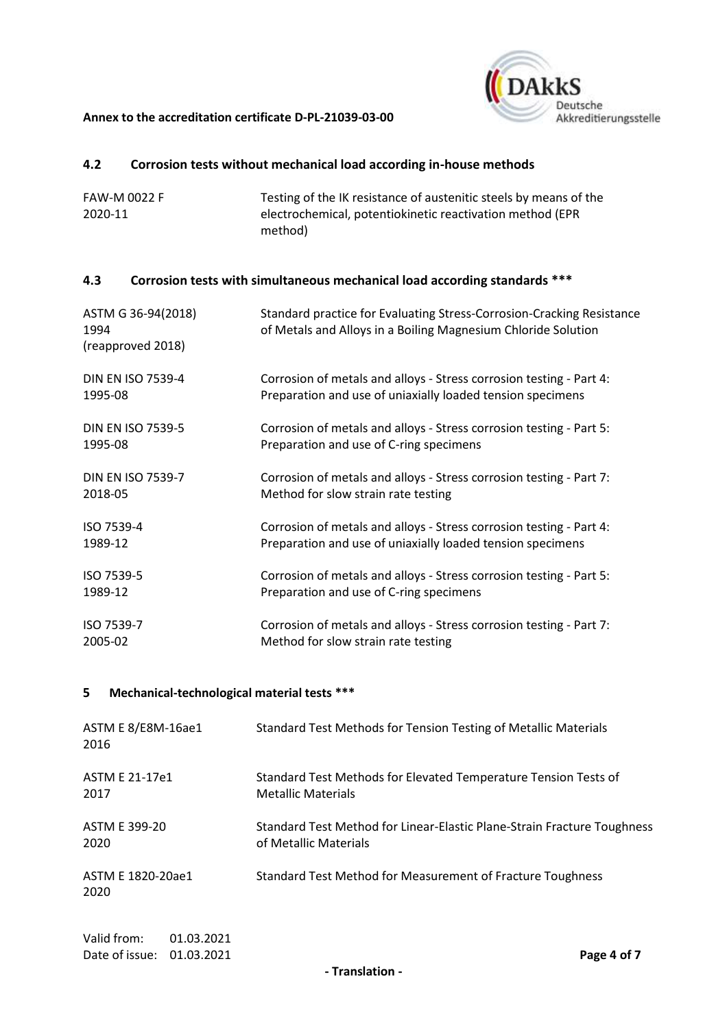### 4.2 Corrosion tests without mechanical load according in-house methods

| | |
|---|---|
| FAW-M 0022 F 2020-11 | Testing of the IK resistance of austenitic steels by means of the electrochemical, potentiokinetic reactivation method (EPR method) |

### 4.3 Corrosion tests with simultaneous mechanical load according standards ***

| | |
|---|---|
| ASTM G 36-94(2018) 1994 (reapproved 2018) | Standard practice for Evaluating Stress-Corrosion-Cracking Resistance of Metals and Alloys in a Boiling Magnesium Chloride Solution |
| DIN EN ISO 7539-4 1995-08 | Corrosion of metals and alloys - Stress corrosion testing - Part 4: Preparation and use of uniaxially loaded tension specimens |
| DIN EN ISO 7539-5 1995-08 | Corrosion of metals and alloys - Stress corrosion testing - Part 5: Preparation and use of C-ring specimens |
| DIN EN ISO 7539-7 2018-05 | Corrosion of metals and alloys - Stress corrosion testing - Part 7: Method for slow strain rate testing |
| ISO 7539-4 1989-12 | Corrosion of metals and alloys - Stress corrosion testing - Part 4: Preparation and use of uniaxially loaded tension specimens |
| ISO 7539-5 1989-12 | Corrosion of metals and alloys - Stress corrosion testing - Part 5: Preparation and use of C-ring specimens |
| ISO 7539-7 2005-02 | Corrosion of metals and alloys - Stress corrosion testing - Part 7: Method for slow strain rate testing |

## 5 Mechanical-technological material tests ***

| | |
|---|---|
| ASTM E 8/E8M-16ae1 2016 | Standard Test Methods for Tension Testing of Metallic Materials |
| ASTM E 21-17e1 2017 | Standard Test Methods for Elevated Temperature Tension Tests of Metallic Materials |
| ASTM E 399-20 2020 | Standard Test Method for Linear-Elastic Plane-Strain Fracture Toughness of Metallic Materials |
| ASTM E 1820-20ae1 2020 | Standard Test Method for Measurement of Fracture Toughness |

Valid from: 01.03.2021
Date of issue: 01.03.2021

- Translation -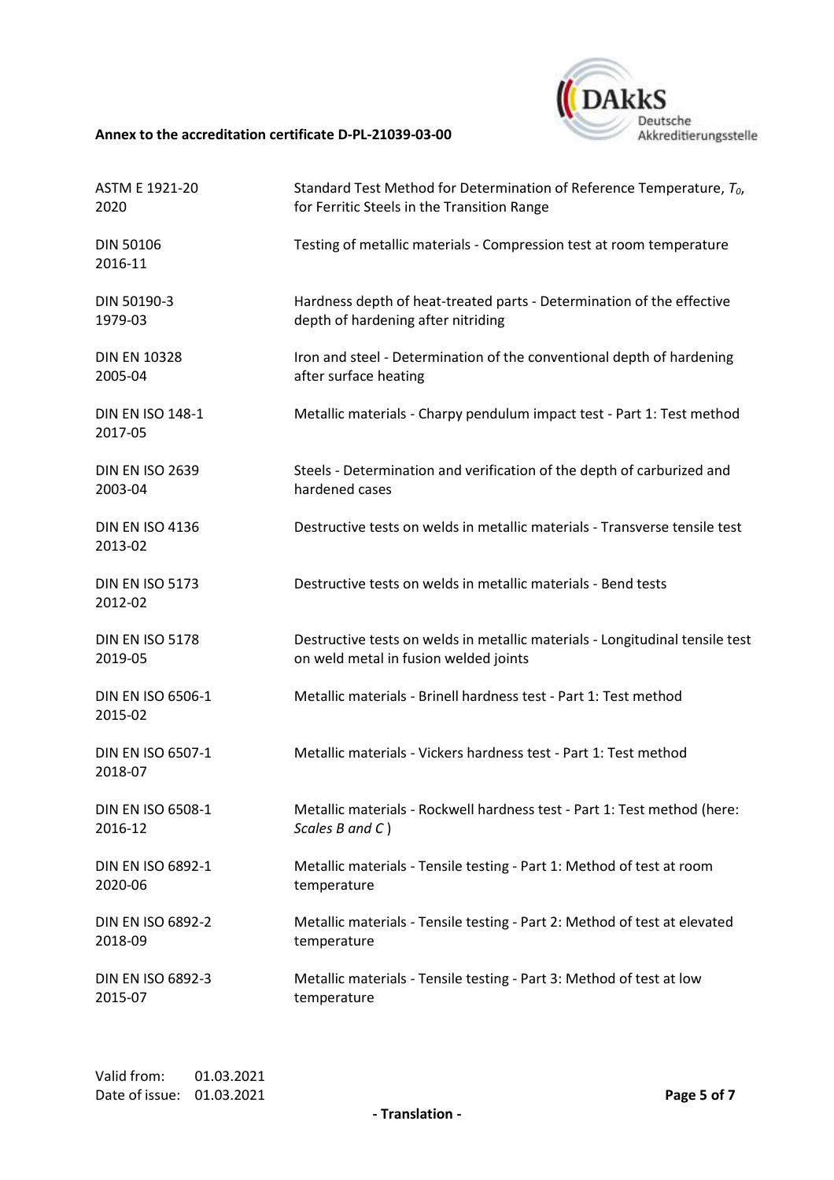| | |
|---|---|
| ASTM E 1921-20<br>2020 | Standard Test Method for Determination of Reference Temperature, $T_0$, for Ferritic Steels in the Transition Range |
| DIN 50106<br>2016-11 | Testing of metallic materials - Compression test at room temperature |
| DIN 50190-3<br>1979-03 | Hardness depth of heat-treated parts - Determination of the effective depth of hardening after nitriding |
| DIN EN 10328<br>2005-04 | Iron and steel - Determination of the conventional depth of hardening after surface heating |
| DIN EN ISO 148-1<br>2017-05 | Metallic materials - Charpy pendulum impact test - Part 1: Test method |
| DIN EN ISO 2639<br>2003-04 | Steels - Determination and verification of the depth of carburized and hardened cases |
| DIN EN ISO 4136<br>2013-02 | Destructive tests on welds in metallic materials - Transverse tensile test |
| DIN EN ISO 5173<br>2012-02 | Destructive tests on welds in metallic materials - Bend tests |
| DIN EN ISO 5178<br>2019-05 | Destructive tests on welds in metallic materials - Longitudinal tensile test on weld metal in fusion welded joints |
| DIN EN ISO 6506-1<br>2015-02 | Metallic materials - Brinell hardness test - Part 1: Test method |
| DIN EN ISO 6507-1<br>2018-07 | Metallic materials - Vickers hardness test - Part 1: Test method |
| DIN EN ISO 6508-1<br>2016-12 | Metallic materials - Rockwell hardness test - Part 1: Test method (here: *Scales B and C* ) |
| DIN EN ISO 6892-1<br>2020-06 | Metallic materials - Tensile testing - Part 1: Method of test at room temperature |
| DIN EN ISO 6892-2<br>2018-09 | Metallic materials - Tensile testing - Part 2: Method of test at elevated temperature |
| DIN EN ISO 6892-3<br>2015-07 | Metallic materials - Tensile testing - Part 3: Method of test at low temperature |

Valid from: 01.03.2021
Date of issue: 01.03.2021

- Translation -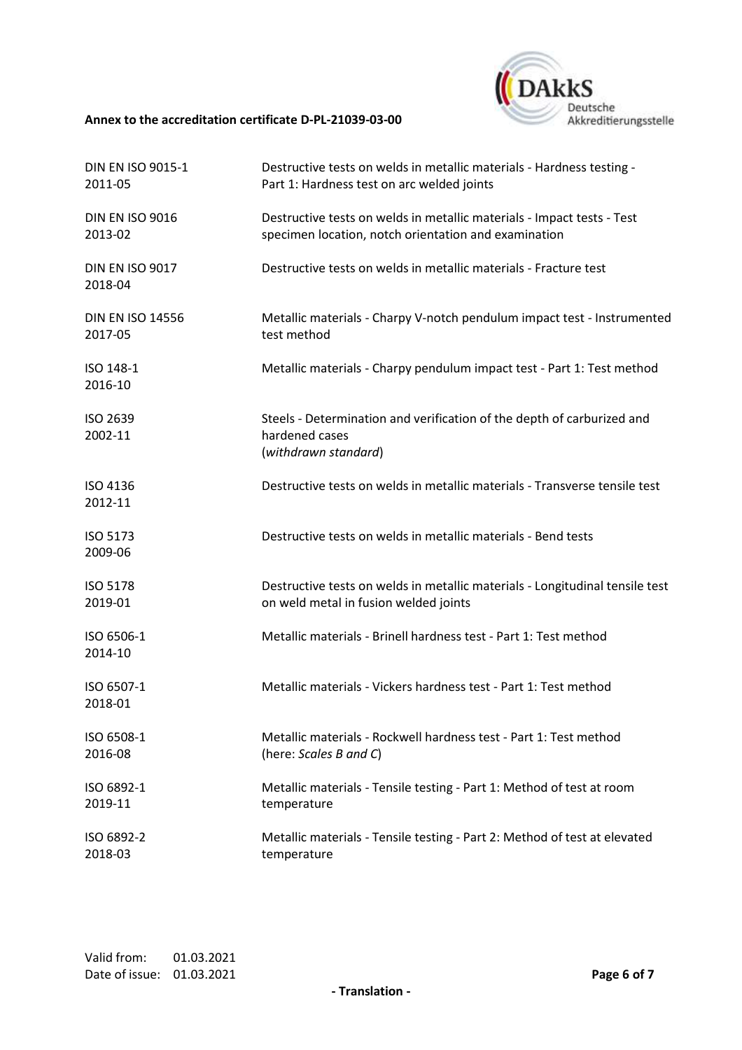| | |
|---|---|
| DIN EN ISO 9015-1 2011-05 | Destructive tests on welds in metallic materials - Hardness testing - Part 1: Hardness test on arc welded joints |
| DIN EN ISO 9016 2013-02 | Destructive tests on welds in metallic materials - Impact tests - Test specimen location, notch orientation and examination |
| DIN EN ISO 9017 2018-04 | Destructive tests on welds in metallic materials - Fracture test |
| DIN EN ISO 14556 2017-05 | Metallic materials - Charpy V-notch pendulum impact test - Instrumented test method |
| ISO 148-1 2016-10 | Metallic materials - Charpy pendulum impact test - Part 1: Test method |
| ISO 2639 2002-11 | Steels - Determination and verification of the depth of carburized and hardened cases (*withdrawn standard*) |
| ISO 4136 2012-11 | Destructive tests on welds in metallic materials - Transverse tensile test |
| ISO 5173 2009-06 | Destructive tests on welds in metallic materials - Bend tests |
| ISO 5178 2019-01 | Destructive tests on welds in metallic materials - Longitudinal tensile test on weld metal in fusion welded joints |
| ISO 6506-1 2014-10 | Metallic materials - Brinell hardness test - Part 1: Test method |
| ISO 6507-1 2018-01 | Metallic materials - Vickers hardness test - Part 1: Test method |
| ISO 6508-1 2016-08 | Metallic materials - Rockwell hardness test - Part 1: Test method (here: *Scales B and C*) |
| ISO 6892-1 2019-11 | Metallic materials - Tensile testing - Part 1: Method of test at room temperature |
| ISO 6892-2 2018-03 | Metallic materials - Tensile testing - Part 2: Method of test at elevated temperature |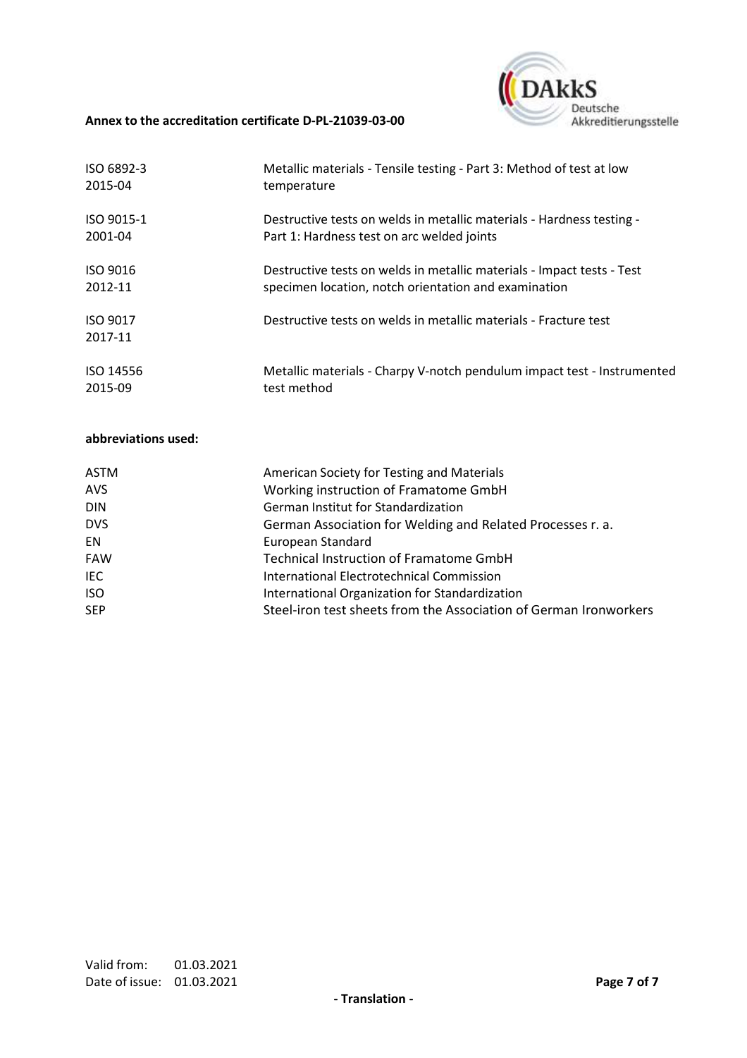| | |
|---|---|
| ISO 6892-3<br>2015-04 | Metallic materials - Tensile testing - Part 3: Method of test at low temperature |
| ISO 9015-1<br>2001-04 | Destructive tests on welds in metallic materials - Hardness testing - Part 1: Hardness test on arc welded joints |
| ISO 9016<br>2012-11 | Destructive tests on welds in metallic materials - Impact tests - Test specimen location, notch orientation and examination |
| ISO 9017<br>2017-11 | Destructive tests on welds in metallic materials - Fracture test |
| ISO 14556<br>2015-09 | Metallic materials - Charpy V-notch pendulum impact test - Instrumented test method |

**abbreviations used:**

| | |
|---|---|
| ASTM | American Society for Testing and Materials |
| AVS | Working instruction of Framatome GmbH |
| DIN | German Institut for Standardization |
| DVS | German Association for Welding and Related Processes r. a. |
| EN | European Standard |
| FAW | Technical Instruction of Framatome GmbH |
| IEC | International Electrotechnical Commission |
| ISO | International Organization for Standardization |
| SEP | Steel-iron test sheets from the Association of German Ironworkers |